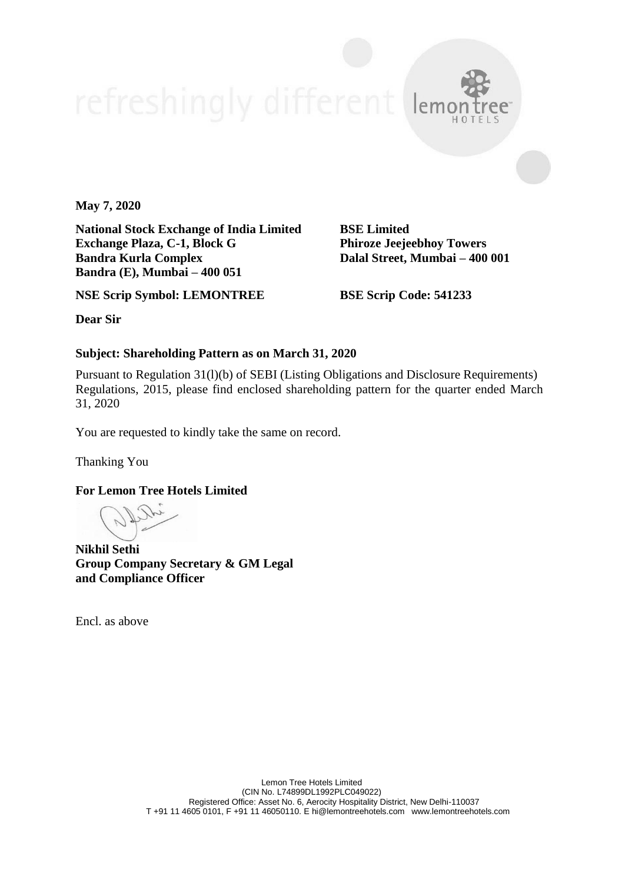**May 7, 2020**

**National Stock Exchange of India Limited**
**Exchange Plaza, C-1, Block G**
**Bandra Kurla Complex**
**Bandra (E), Mumbai – 400 051**

**BSE Limited**
**Phiroze Jeejeebhoy Towers**
**Dalal Street, Mumbai – 400 001**

**NSE Scrip Symbol: LEMONTREE**

**BSE Scrip Code: 541233**

**Dear Sir**

**Subject: Shareholding Pattern as on March 31, 2020**

Pursuant to Regulation 31(l)(b) of SEBI (Listing Obligations and Disclosure Requirements) Regulations, 2015, please find enclosed shareholding pattern for the quarter ended March 31, 2020

You are requested to kindly take the same on record.

Thanking You

**For Lemon Tree Hotels Limited**

**Nikhil Sethi**
**Group Company Secretary & GM Legal**
**and Compliance Officer**

Encl. as above

Lemon Tree Hotels Limited
(CIN No. L74899DL1992PLC049022)
Registered Office: Asset No. 6, Aerocity Hospitality District, New Delhi-110037
T +91 11 4605 0101, F +91 11 46050110. E hi@lemontreehotels.com www.lemontreehotels.com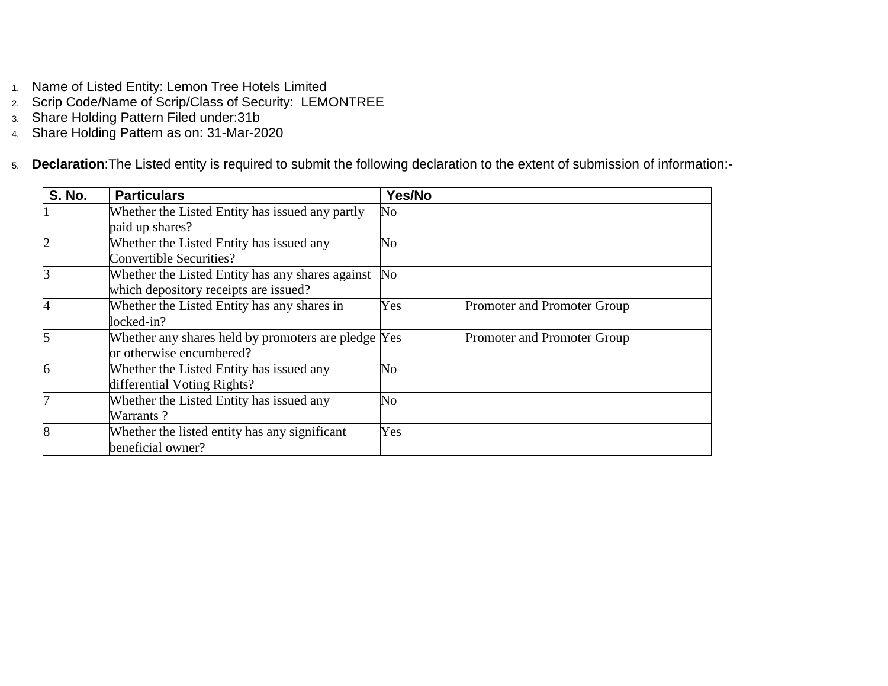1. Name of Listed Entity: Lemon Tree Hotels Limited
2. Scrip Code/Name of Scrip/Class of Security: LEMONTREE
3. Share Holding Pattern Filed under:31b
4. Share Holding Pattern as on: 31-Mar-2020

5. **Declaration**:The Listed entity is required to submit the following declaration to the extent of submission of information:-

| S. No. | Particulars | Yes/No | |
|---|---|---|---|
| 1 | Whether the Listed Entity has issued any partly paid up shares? | No | |
| 2 | Whether the Listed Entity has issued any Convertible Securities? | No | |
| 3 | Whether the Listed Entity has any shares against which depository receipts are issued? | No | |
| 4 | Whether the Listed Entity has any shares in locked-in? | Yes | Promoter and Promoter Group |
| 5 | Whether any shares held by promoters are pledge or otherwise encumbered? | Yes | Promoter and Promoter Group |
| 6 | Whether the Listed Entity has issued any differential Voting Rights? | No | |
| 7 | Whether the Listed Entity has issued any Warrants ? | No | |
| 8 | Whether the listed entity has any significant beneficial owner? | Yes | |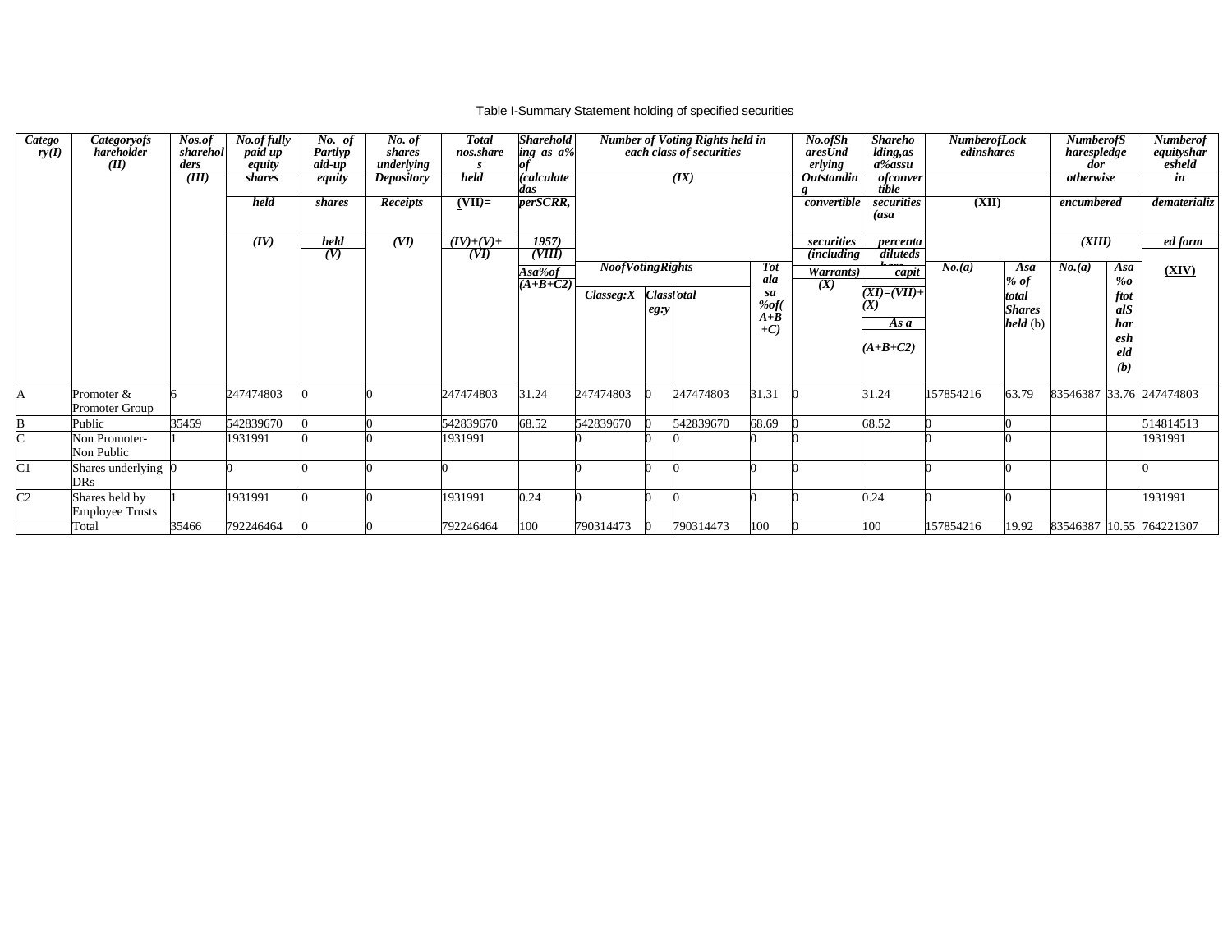Table I-Summary Statement holding of specified securities

| Category (I) | Category of shareholder (II) | Nos. of shareholders (III) | No. of fully paid up equity shares held (IV) | No. of Partly paid-up equity shares held (V) | No. of shares underlying Depository Receipts (VI) | Total nos. shares held (VII)= (IV)+(V)+ (VI) | Shareholding as a % of total no. of shares (calculated as per SCRR, 1957) (VIII) As a % of (A+B+C2) | Number of Voting Rights held in each class of securities (IX) | | | | No. of Shares Underlying Outstanding convertible securities (including Warrants) (X) | Shareholding, as a % assuming full conversion of convertible securities (as a percentage of diluted share capital) (XI)=(VII)+(X) As a % of (A+B+C2) | Number of Locked in shares (XII) | | Number of Shares pledged or otherwise encumbered (XIII) | | Number of equity shares held in dematerialized form (XIV) |
|---|---|---|---|---|---|---|---|---|---|---|---|---|---|---|---|---|---|---|
| | | | | | | | | No of Voting Rights | | | Total as a % of (A+B+C) | | | No. (a) | As a % of total Shares held (b) | No. (a) | As a % of total Shares held (b) | |
| | | | | | | | | Class eg: X | Class eg: y | Total | | | | | | | | |
| A | Promoter & Promoter Group | 6 | 247474803 | 0 | 0 | 247474803 | 31.24 | 247474803 | 0 | 247474803 | 31.31 | 0 | 31.24 | 157854216 | 63.79 | 83546387 | 33.76 | 247474803 |
| B | Public | 35459 | 542839670 | 0 | 0 | 542839670 | 68.52 | 542839670 | 0 | 542839670 | 68.69 | 0 | 68.52 | 0 | 0 | | | 514814513 |
| C | Non Promoter-Non Public | 1 | 1931991 | 0 | 0 | 1931991 | | 0 | 0 | 0 | 0 | 0 | | 0 | 0 | | | 1931991 |
| C1 | Shares underlying DRs | 0 | 0 | 0 | 0 | 0 | | 0 | 0 | 0 | 0 | 0 | | 0 | 0 | | | 0 |
| C2 | Shares held by Employee Trusts | 1 | 1931991 | 0 | 0 | 1931991 | 0.24 | 0 | 0 | 0 | 0 | 0 | 0.24 | 0 | 0 | | | 1931991 |
| | Total | 35466 | 792246464 | 0 | 0 | 792246464 | 100 | 790314473 | 0 | 790314473 | 100 | 0 | 100 | 157854216 | 19.92 | 83546387 | 10.55 | 764221307 |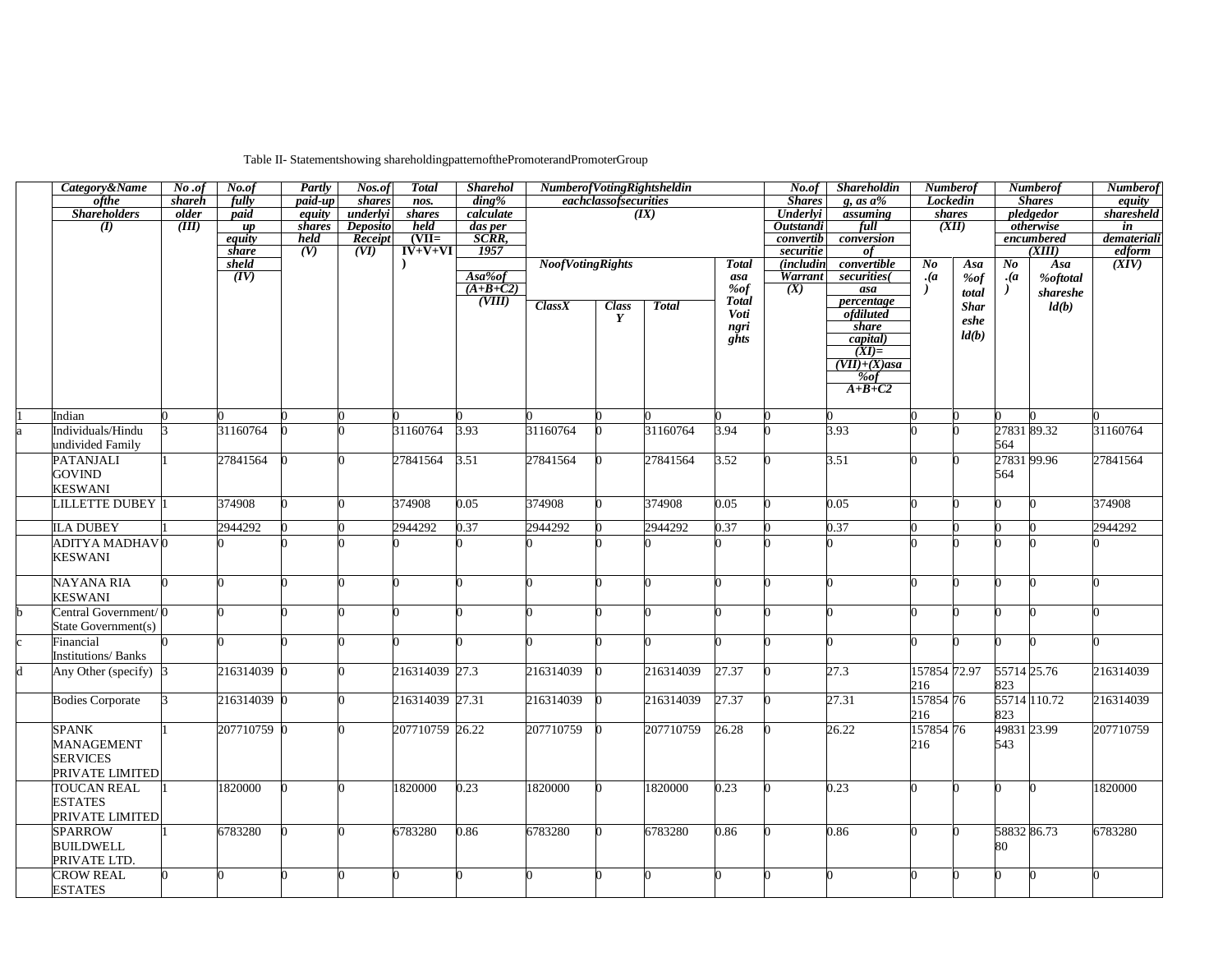Table II- Statementshowing shareholdingpatternofthePromoterandPromoterGroup

| | Category&Name ofthe Shareholders (I) | No .of shareh older (III) | No.of fully paid up equity share sheld (IV) | Partly paid-up equity shares held (V) | Nos.of shares underlyi Deposito Receipt (VI) | Total nos. shares held (VII= IV+V+VI ) | Sharehol ding% calculate das per SCRR, 1957 Asa%of (A+B+C2) (VIII) | NumberofVotingRightsheldin eachclassofsecurities (IX) | | | | No.of Shares Underlyi Outstandi convertib securitie (includin Warrant (X) | Shareholdin g, as a% assuming full conversion of convertible securities( asa percentage ofdiluted share capital) (XI)= (VII)+(X)asa %of A+B+C2 | Numberof Lockedin shares (XII) | | Numberof Shares pledgedor otherwise encumbered (XIII) | | Numberof equity sharesheld in demateriali edform (XIV) |
|---|---|---|---|---|---|---|---|---|---|---|---|---|---|---|---|---|---|---|
| | | | | | | | | NoofVotingRights | | | Total asa %of Total Voti ngri ghts | | | No .(a ) | Asa %of total Shar eshe ld(b) | No .(a ) | Asa %oftotal shareshe ld(b) | |
| | | | | | | | | ClassX | Class Y | Total | | | | | | | | |
| 1 | Indian | 0 | 0 | 0 | 0 | 0 | 0 | 0 | 0 | 0 | 0 | 0 | 0 | 0 | 0 | 0 | 0 | 0 |
| a | Individuals/Hindu undivided Family | 3 | 31160764 | 0 | 0 | 31160764 | 3.93 | 31160764 | 0 | 31160764 | 3.94 | 0 | 3.93 | 0 | 0 | 27831564 | 89.32 | 31160764 |
| | PATANJALI GOVIND KESWANI | 1 | 27841564 | 0 | 0 | 27841564 | 3.51 | 27841564 | 0 | 27841564 | 3.52 | 0 | 3.51 | 0 | 0 | 27831564 | 99.96 | 27841564 |
| | LILLETTE DUBEY | 1 | 374908 | 0 | 0 | 374908 | 0.05 | 374908 | 0 | 374908 | 0.05 | 0 | 0.05 | 0 | 0 | 0 | 0 | 374908 |
| | ILA DUBEY | 1 | 2944292 | 0 | 0 | 2944292 | 0.37 | 2944292 | 0 | 2944292 | 0.37 | 0 | 0.37 | 0 | 0 | 0 | 0 | 2944292 |
| | ADITYA MADHAV KESWANI | 0 | 0 | 0 | 0 | 0 | 0 | 0 | 0 | 0 | 0 | 0 | 0 | 0 | 0 | 0 | 0 | 0 |
| | NAYANA RIA KESWANI | 0 | 0 | 0 | 0 | 0 | 0 | 0 | 0 | 0 | 0 | 0 | 0 | 0 | 0 | 0 | 0 | 0 |
| b | Central Government/ State Government(s) | 0 | 0 | 0 | 0 | 0 | 0 | 0 | 0 | 0 | 0 | 0 | 0 | 0 | 0 | 0 | 0 | 0 |
| c | Financial Institutions/ Banks | 0 | 0 | 0 | 0 | 0 | 0 | 0 | 0 | 0 | 0 | 0 | 0 | 0 | 0 | 0 | 0 | 0 |
| d | Any Other (specify) | 3 | 216314039 | 0 | 0 | 216314039 | 27.3 | 216314039 | 0 | 216314039 | 27.37 | 0 | 27.3 | 157854216 | 72.97 | 55714823 | 25.76 | 216314039 |
| | Bodies Corporate | 3 | 216314039 | 0 | 0 | 216314039 | 27.31 | 216314039 | 0 | 216314039 | 27.37 | 0 | 27.31 | 157854216 | 76 | 55714823 | 110.72 | 216314039 |
| | SPANK MANAGEMENT SERVICES PRIVATE LIMITED | 1 | 207710759 | 0 | 0 | 207710759 | 26.22 | 207710759 | 0 | 207710759 | 26.28 | 0 | 26.22 | 157854216 | 76 | 49831543 | 23.99 | 207710759 |
| | TOUCAN REAL ESTATES PRIVATE LIMITED | 1 | 1820000 | 0 | 0 | 1820000 | 0.23 | 1820000 | 0 | 1820000 | 0.23 | 0 | 0.23 | 0 | 0 | 0 | 0 | 1820000 |
| | SPARROW BUILDWELL PRIVATE LTD. | 1 | 6783280 | 0 | 0 | 6783280 | 0.86 | 6783280 | 0 | 6783280 | 0.86 | 0 | 0.86 | 0 | 0 | 5883280 | 86.73 | 6783280 |
| | CROW REAL ESTATES | 0 | 0 | 0 | 0 | 0 | 0 | 0 | 0 | 0 | 0 | 0 | 0 | 0 | 0 | 0 | 0 | 0 |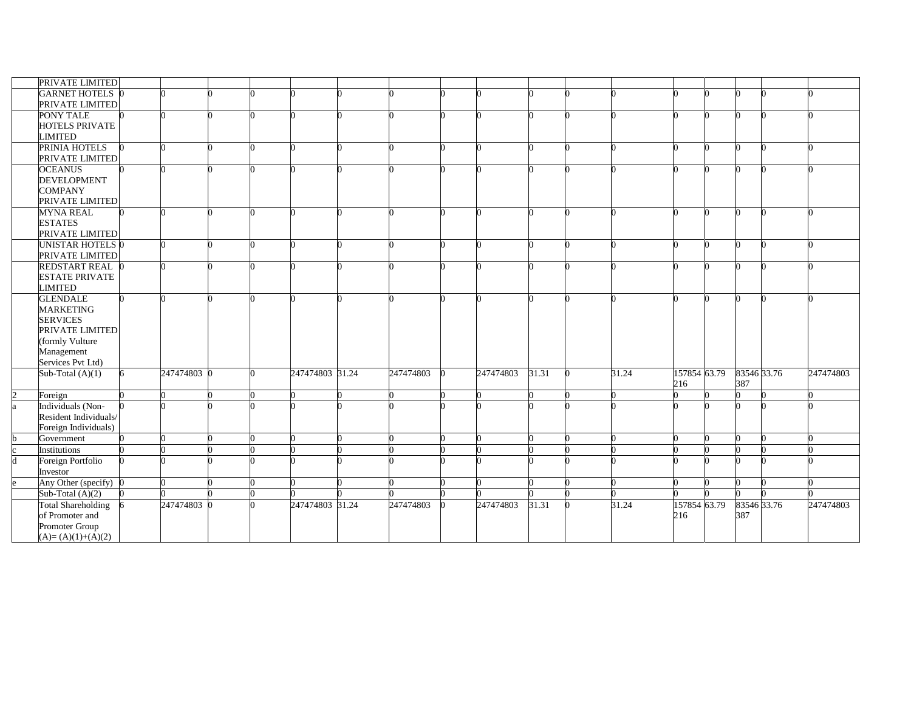| | PRIVATE LIMITED | | | | | | | | | | | | | | | | | |
|---|---|---|---|---|---|---|---|---|---|---|---|---|---|---|---|---|---|---|
| | GARNET HOTELS PRIVATE LIMITED | 0 | 0 | 0 | 0 | 0 | 0 | 0 | 0 | 0 | 0 | 0 | 0 | 0 | 0 | 0 | 0 | 0 |
| | PONY TALE HOTELS PRIVATE LIMITED | 0 | 0 | 0 | 0 | 0 | 0 | 0 | 0 | 0 | 0 | 0 | 0 | 0 | 0 | 0 | 0 | 0 |
| | PRINIA HOTELS PRIVATE LIMITED | 0 | 0 | 0 | 0 | 0 | 0 | 0 | 0 | 0 | 0 | 0 | 0 | 0 | 0 | 0 | 0 | 0 |
| | OCEANUS DEVELOPMENT COMPANY PRIVATE LIMITED | 0 | 0 | 0 | 0 | 0 | 0 | 0 | 0 | 0 | 0 | 0 | 0 | 0 | 0 | 0 | 0 | 0 |
| | MYNA REAL ESTATES PRIVATE LIMITED | 0 | 0 | 0 | 0 | 0 | 0 | 0 | 0 | 0 | 0 | 0 | 0 | 0 | 0 | 0 | 0 | 0 |
| | UNISTAR HOTELS PRIVATE LIMITED | 0 | 0 | 0 | 0 | 0 | 0 | 0 | 0 | 0 | 0 | 0 | 0 | 0 | 0 | 0 | 0 | 0 |
| | REDSTART REAL ESTATE PRIVATE LIMITED | 0 | 0 | 0 | 0 | 0 | 0 | 0 | 0 | 0 | 0 | 0 | 0 | 0 | 0 | 0 | 0 | 0 |
| | GLENDALE MARKETING SERVICES PRIVATE LIMITED (formly Vulture Management Services Pvt Ltd) | 0 | 0 | 0 | 0 | 0 | 0 | 0 | 0 | 0 | 0 | 0 | 0 | 0 | 0 | 0 | 0 | 0 |
| | Sub-Total (A)(1) | 6 | 247474803 | 0 | 0 | 247474803 | 31.24 | 247474803 | 0 | 247474803 | 31.31 | 0 | 31.24 | 157854216 | 63.79 | 83546387 | 33.76 | 247474803 |
| 2 | Foreign | 0 | 0 | 0 | 0 | 0 | 0 | 0 | 0 | 0 | 0 | 0 | 0 | 0 | 0 | 0 | 0 | 0 |
| a | Individuals (Non-Resident Individuals/ Foreign Individuals) | 0 | 0 | 0 | 0 | 0 | 0 | 0 | 0 | 0 | 0 | 0 | 0 | 0 | 0 | 0 | 0 | 0 |
| b | Government | 0 | 0 | 0 | 0 | 0 | 0 | 0 | 0 | 0 | 0 | 0 | 0 | 0 | 0 | 0 | 0 | 0 |
| c | Institutions | 0 | 0 | 0 | 0 | 0 | 0 | 0 | 0 | 0 | 0 | 0 | 0 | 0 | 0 | 0 | 0 | 0 |
| d | Foreign Portfolio Investor | 0 | 0 | 0 | 0 | 0 | 0 | 0 | 0 | 0 | 0 | 0 | 0 | 0 | 0 | 0 | 0 | 0 |
| e | Any Other (specify) | 0 | 0 | 0 | 0 | 0 | 0 | 0 | 0 | 0 | 0 | 0 | 0 | 0 | 0 | 0 | 0 | 0 |
| | Sub-Total (A)(2) | 0 | 0 | 0 | 0 | 0 | 0 | 0 | 0 | 0 | 0 | 0 | 0 | 0 | 0 | 0 | 0 | 0 |
| | Total Shareholding of Promoter and Promoter Group (A)= (A)(1)+(A)(2) | 6 | 247474803 | 0 | 0 | 247474803 | 31.24 | 247474803 | 0 | 247474803 | 31.31 | 0 | 31.24 | 157854216 | 63.79 | 83546387 | 33.76 | 247474803 |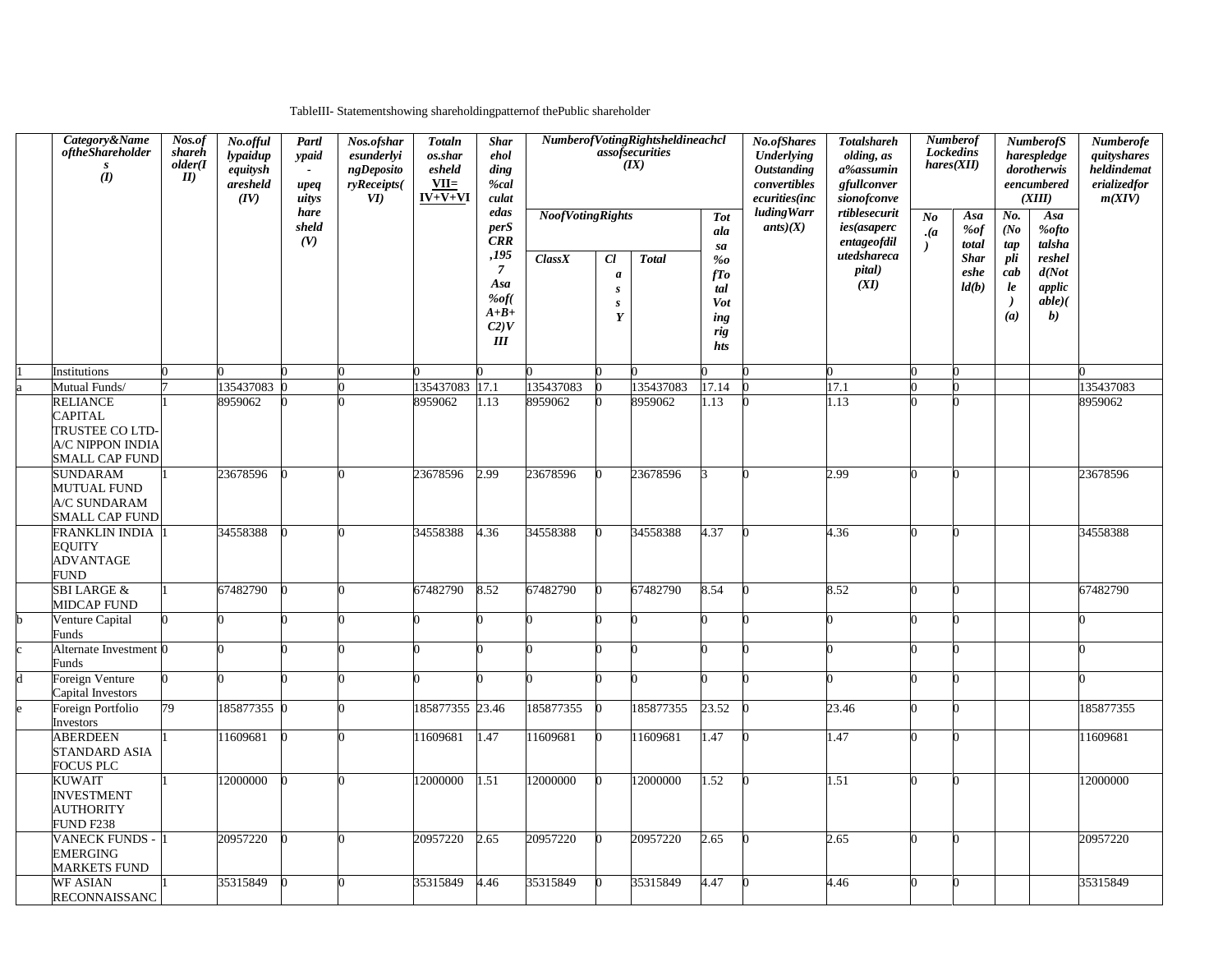Table III- Statement showing shareholding pattern of the Public shareholder

| | Category & Name of the Shareholders (I) | Nos. of shareholder (III) | No. of fully paid up equity shares held (IV) | Partly paid-up equity shares held (V) | Nos. of shares underlying Depository Receipts (VI) | Total nos. shares held VII = IV+V+VI | Shareholding % calculated as per SCRR, 1957 As a % of (A+B+C2) VIII | Number of Voting Rights held in each class of securities (IX) | | | | No. of Shares Underlying Outstanding convertible securities (including Warrants) (X) | Total shareholding, as a % assuming full conversion of convertible securities (as a percentage of diluted share capital) (XI) | Number of Locked in shares (XII) | | Number of Shares pledged or otherwise encumbered (XIII) | | Number of equity shares held in dematerialized form (XIV) |
|---|---|---|---|---|---|---|---|---|---|---|---|---|---|---|---|---|---|---|
| | | | | | | | | No of Voting Rights | | | Total as a % of Total Voting rights | | | No. (a) | As a % of total Shares held (b) | No. (Not applicable) (a) | As a % of total shares held (Not applicable) (b) | |
| | | | | | | | | Class X | Class Y | Total | | | | | | | | |
| 1 | Institutions | 0 | 0 | 0 | 0 | 0 | 0 | 0 | 0 | 0 | 0 | 0 | 0 | 0 | 0 | | | 0 |
| a | Mutual Funds/ | 7 | 135437083 | 0 | 0 | 135437083 | 17.1 | 135437083 | 0 | 135437083 | 17.14 | 0 | 17.1 | 0 | 0 | | | 135437083 |
| | RELIANCE CAPITAL TRUSTEE CO LTD-A/C NIPPON INDIA SMALL CAP FUND | 1 | 8959062 | 0 | 0 | 8959062 | 1.13 | 8959062 | 0 | 8959062 | 1.13 | 0 | 1.13 | 0 | 0 | | | 8959062 |
| | SUNDARAM MUTUAL FUND A/C SUNDARAM SMALL CAP FUND | 1 | 23678596 | 0 | 0 | 23678596 | 2.99 | 23678596 | 0 | 23678596 | 3 | 0 | 2.99 | 0 | 0 | | | 23678596 |
| | FRANKLIN INDIA EQUITY ADVANTAGE FUND | 1 | 34558388 | 0 | 0 | 34558388 | 4.36 | 34558388 | 0 | 34558388 | 4.37 | 0 | 4.36 | 0 | 0 | | | 34558388 |
| | SBI LARGE & MIDCAP FUND | 1 | 67482790 | 0 | 0 | 67482790 | 8.52 | 67482790 | 0 | 67482790 | 8.54 | 0 | 8.52 | 0 | 0 | | | 67482790 |
| b | Venture Capital Funds | 0 | 0 | 0 | 0 | 0 | 0 | 0 | 0 | 0 | 0 | 0 | 0 | 0 | 0 | | | 0 |
| c | Alternate Investment Funds | 0 | 0 | 0 | 0 | 0 | 0 | 0 | 0 | 0 | 0 | 0 | 0 | 0 | 0 | | | 0 |
| d | Foreign Venture Capital Investors | 0 | 0 | 0 | 0 | 0 | 0 | 0 | 0 | 0 | 0 | 0 | 0 | 0 | 0 | | | 0 |
| e | Foreign Portfolio Investors | 79 | 185877355 | 0 | 0 | 185877355 | 23.46 | 185877355 | 0 | 185877355 | 23.52 | 0 | 23.46 | 0 | 0 | | | 185877355 |
| | ABERDEEN STANDARD ASIA FOCUS PLC | 1 | 11609681 | 0 | 0 | 11609681 | 1.47 | 11609681 | 0 | 11609681 | 1.47 | 0 | 1.47 | 0 | 0 | | | 11609681 |
| | KUWAIT INVESTMENT AUTHORITY FUND F238 | 1 | 12000000 | 0 | 0 | 12000000 | 1.51 | 12000000 | 0 | 12000000 | 1.52 | 0 | 1.51 | 0 | 0 | | | 12000000 |
| | VANECK FUNDS - EMERGING MARKETS FUND | 1 | 20957220 | 0 | 0 | 20957220 | 2.65 | 20957220 | 0 | 20957220 | 2.65 | 0 | 2.65 | 0 | 0 | | | 20957220 |
| | WF ASIAN RECONNAISSANC | 1 | 35315849 | 0 | 0 | 35315849 | 4.46 | 35315849 | 0 | 35315849 | 4.47 | 0 | 4.46 | 0 | 0 | | | 35315849 |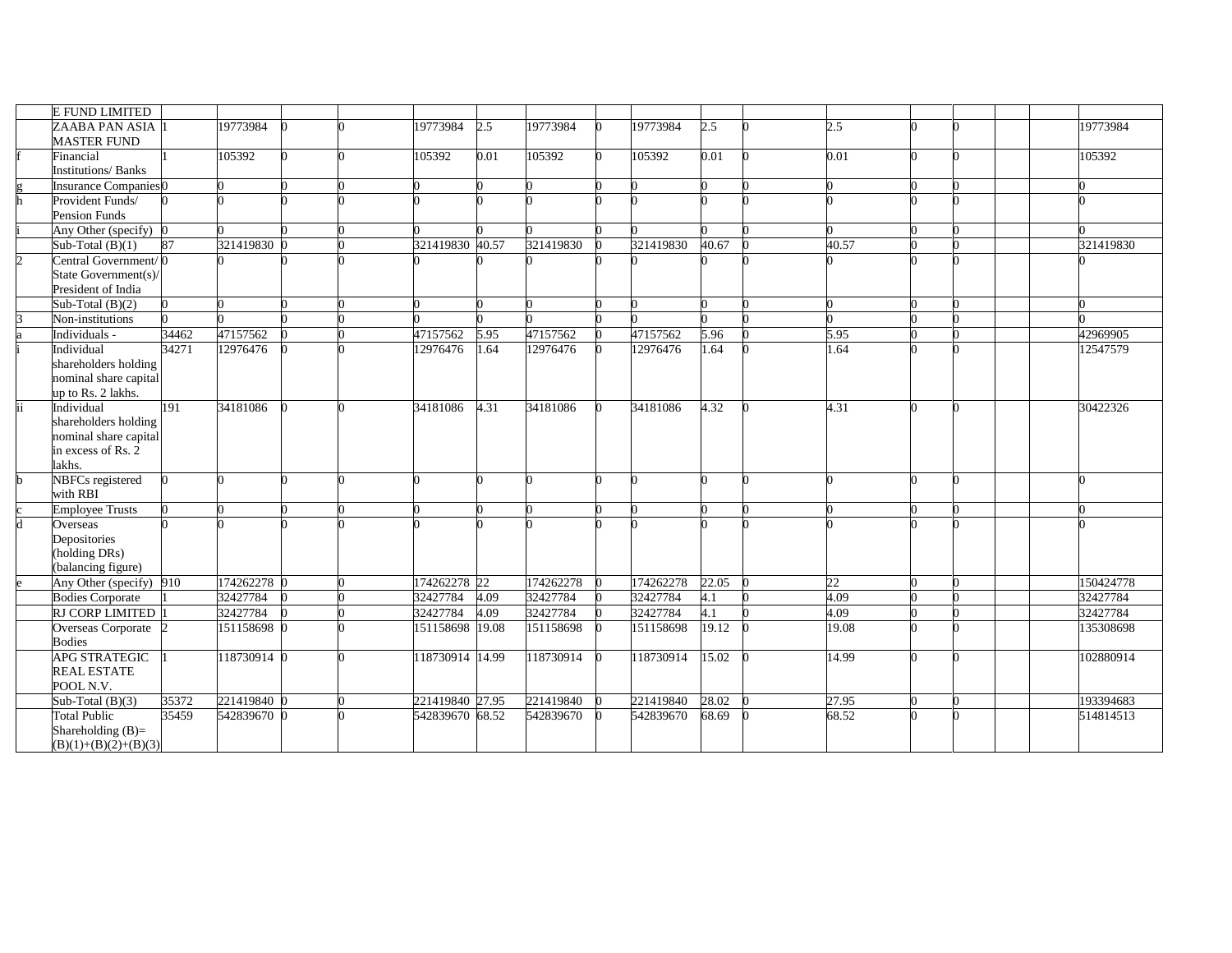| | | | | | | | | | | | | | | | | | | |
|---|---|---|---|---|---|---|---|---|---|---|---|---|---|---|---|---|---|---|
| | E FUND LIMITED | | | | | | | | | | | | | | | | | |
| | ZAABA PAN ASIA MASTER FUND | 1 | 19773984 | 0 | 0 | 19773984 | 2.5 | 19773984 | 0 | 19773984 | 2.5 | 0 | 2.5 | 0 | 0 | | | 19773984 |
| f | Financial Institutions/ Banks | 1 | 105392 | 0 | 0 | 105392 | 0.01 | 105392 | 0 | 105392 | 0.01 | 0 | 0.01 | 0 | 0 | | | 105392 |
| g | Insurance Companies | 0 | 0 | 0 | 0 | 0 | 0 | 0 | 0 | 0 | 0 | 0 | 0 | 0 | 0 | | | 0 |
| h | Provident Funds/ Pension Funds | 0 | 0 | 0 | 0 | 0 | 0 | 0 | 0 | 0 | 0 | 0 | 0 | 0 | 0 | | | 0 |
| i | Any Other (specify) | 0 | 0 | 0 | 0 | 0 | 0 | 0 | 0 | 0 | 0 | 0 | 0 | 0 | 0 | | | 0 |
| | Sub-Total (B)(1) | 87 | 321419830 | 0 | 0 | 321419830 | 40.57 | 321419830 | 0 | 321419830 | 40.67 | 0 | 40.57 | 0 | 0 | | | 321419830 |
| 2 | Central Government/ State Government(s)/ President of India | 0 | 0 | 0 | 0 | 0 | 0 | 0 | 0 | 0 | 0 | 0 | 0 | 0 | 0 | | | 0 |
| | Sub-Total (B)(2) | 0 | 0 | 0 | 0 | 0 | 0 | 0 | 0 | 0 | 0 | 0 | 0 | 0 | 0 | | | 0 |
| 3 | Non-institutions | 0 | 0 | 0 | 0 | 0 | 0 | 0 | 0 | 0 | 0 | 0 | 0 | 0 | 0 | | | 0 |
| a | Individuals - | 34462 | 47157562 | 0 | 0 | 47157562 | 5.95 | 47157562 | 0 | 47157562 | 5.96 | 0 | 5.95 | 0 | 0 | | | 42969905 |
| i | Individual shareholders holding nominal share capital up to Rs. 2 lakhs. | 34271 | 12976476 | 0 | 0 | 12976476 | 1.64 | 12976476 | 0 | 12976476 | 1.64 | 0 | 1.64 | 0 | 0 | | | 12547579 |
| ii | Individual shareholders holding nominal share capital in excess of Rs. 2 lakhs. | 191 | 34181086 | 0 | 0 | 34181086 | 4.31 | 34181086 | 0 | 34181086 | 4.32 | 0 | 4.31 | 0 | 0 | | | 30422326 |
| b | NBFCs registered with RBI | 0 | 0 | 0 | 0 | 0 | 0 | 0 | 0 | 0 | 0 | 0 | 0 | 0 | 0 | | | 0 |
| c | Employee Trusts | 0 | 0 | 0 | 0 | 0 | 0 | 0 | 0 | 0 | 0 | 0 | 0 | 0 | 0 | | | 0 |
| d | Overseas Depositories (holding DRs) (balancing figure) | 0 | 0 | 0 | 0 | 0 | 0 | 0 | 0 | 0 | 0 | 0 | 0 | 0 | 0 | | | 0 |
| e | Any Other (specify) | 910 | 174262278 | 0 | 0 | 174262278 | 22 | 174262278 | 0 | 174262278 | 22.05 | 0 | 22 | 0 | 0 | | | 150424778 |
| | Bodies Corporate | 1 | 32427784 | 0 | 0 | 32427784 | 4.09 | 32427784 | 0 | 32427784 | 4.1 | 0 | 4.09 | 0 | 0 | | | 32427784 |
| | RJ CORP LIMITED | 1 | 32427784 | 0 | 0 | 32427784 | 4.09 | 32427784 | 0 | 32427784 | 4.1 | 0 | 4.09 | 0 | 0 | | | 32427784 |
| | Overseas Corporate Bodies | 2 | 151158698 | 0 | 0 | 151158698 | 19.08 | 151158698 | 0 | 151158698 | 19.12 | 0 | 19.08 | 0 | 0 | | | 135308698 |
| | APG STRATEGIC REAL ESTATE POOL N.V. | 1 | 118730914 | 0 | 0 | 118730914 | 14.99 | 118730914 | 0 | 118730914 | 15.02 | 0 | 14.99 | 0 | 0 | | | 102880914 |
| | Sub-Total (B)(3) | 35372 | 221419840 | 0 | 0 | 221419840 | 27.95 | 221419840 | 0 | 221419840 | 28.02 | 0 | 27.95 | 0 | 0 | | | 193394683 |
| | Total Public Shareholding (B)= (B)(1)+(B)(2)+(B)(3) | 35459 | 542839670 | 0 | 0 | 542839670 | 68.52 | 542839670 | 0 | 542839670 | 68.69 | 0 | 68.52 | 0 | 0 | | | 514814513 |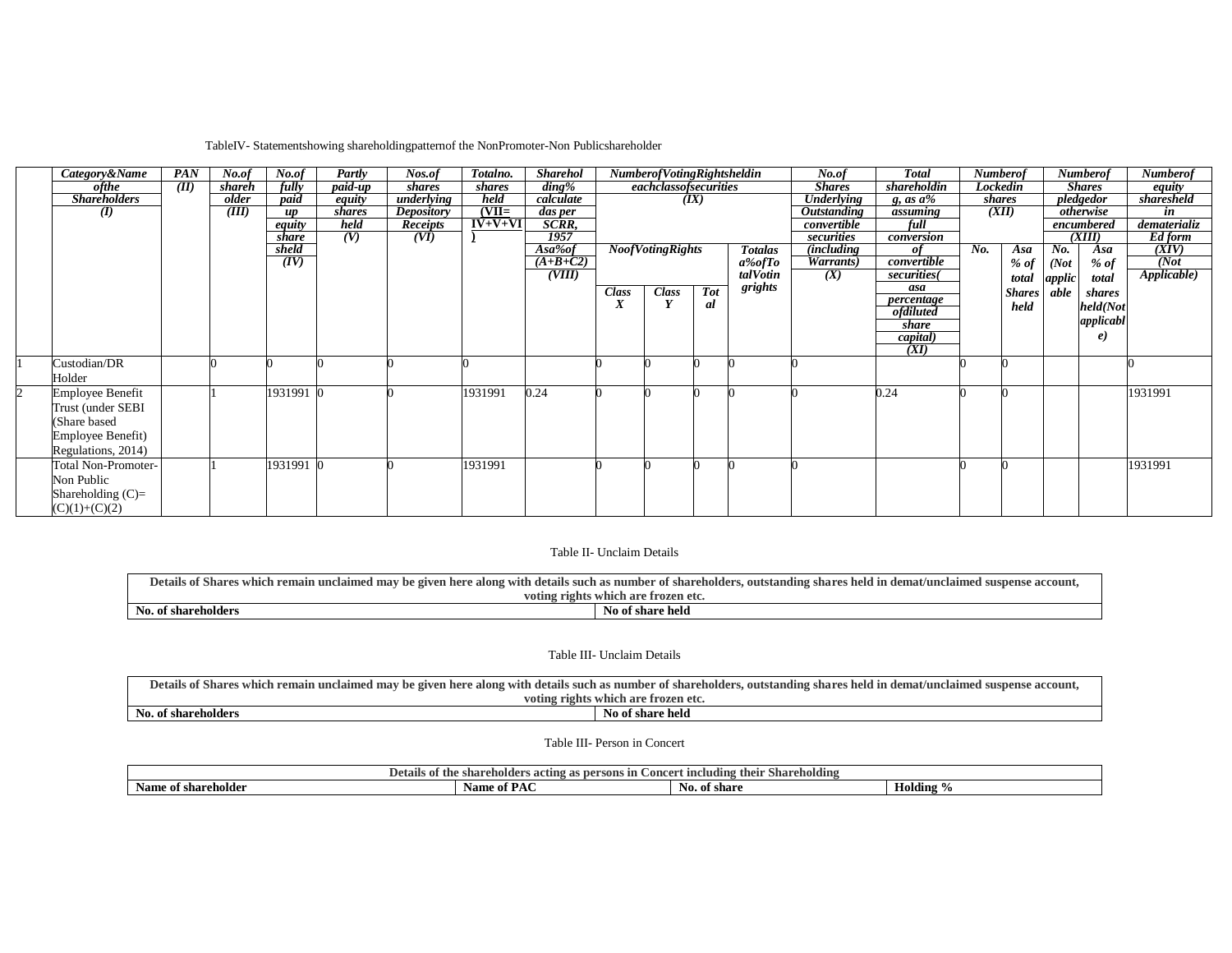TableIV- Statementshowing shareholdingpatternof the NonPromoter-Non Publicshareholder

| | Category&Name ofthe Shareholders (I) | PAN (II) | No.of shareholder (III) | No.of fully paid up equity share sheld (IV) | Partly paid-up equity shares held (V) | Nos.of shares underlying Depository Receipts (VI) | Totalno. shares held (VII= IV+V+VI) | Shareholding% calculate das per SCRR, 1957 Asa%of (A+B+C2) (VIII) | NumberofVotingRightsheldin eachclassofsecurities (IX) | | | | No.of Shares Underlying Outstanding convertible securities (including Warrants) (X) | Total shareholding, as a% assuming full conversion of convertible securities( asa percentage ofdiluted share capital) (XI) | Numberof Lockedin shares (XII) | | Numberof Shares pledgedor otherwise encumbered (XIII) | | Numberof equity sharesheld in dematerializ Ed form (XIV) (Not Applicable) |
|---|---|---|---|---|---|---|---|---|---|---|---|---|---|---|---|---|---|---|---|
| | | | | | | | | | NoofVotingRights | | | Totalas a%ofTotalVotingrights | | | No. | Asa % of total Shares held | No. (Not applicable) | Asa % of total shares held(Not applicable) | |
| | | | | | | | | | Class X | Class Y | Total | | | | | | | | |
| 1 | Custodian/DR Holder | | 0 | 0 | 0 | 0 | 0 | | 0 | 0 | 0 | 0 | 0 | | 0 | 0 | | | 0 |
| 2 | Employee Benefit Trust (under SEBI (Share based Employee Benefit) Regulations, 2014) | | 1 | 1931991 | 0 | 0 | 1931991 | 0.24 | 0 | 0 | 0 | 0 | 0 | 0.24 | 0 | 0 | | | 1931991 |
| | Total Non-Promoter-Non Public Shareholding (C)= (C)(1)+(C)(2) | | 1 | 1931991 | 0 | 0 | 1931991 | | 0 | 0 | 0 | 0 | 0 | | 0 | 0 | | | 1931991 |

Table II- Unclaim Details

| Details of Shares which remain unclaimed may be given here along with details such as number of shareholders, outstanding shares held in demat/unclaimed suspense account, voting rights which are frozen etc. | |
|---|---|
| **No. of shareholders** | **No of share held** |

Table III- Unclaim Details

| Details of Shares which remain unclaimed may be given here along with details such as number of shareholders, outstanding shares held in demat/unclaimed suspense account, voting rights which are frozen etc. | |
|---|---|
| **No. of shareholders** | **No of share held** |

Table III- Person in Concert

| Details of the shareholders acting as persons in Concert including their Shareholding | | | |
|---|---|---|---|
| **Name of shareholder** | **Name of PAC** | **No. of share** | **Holding %** |